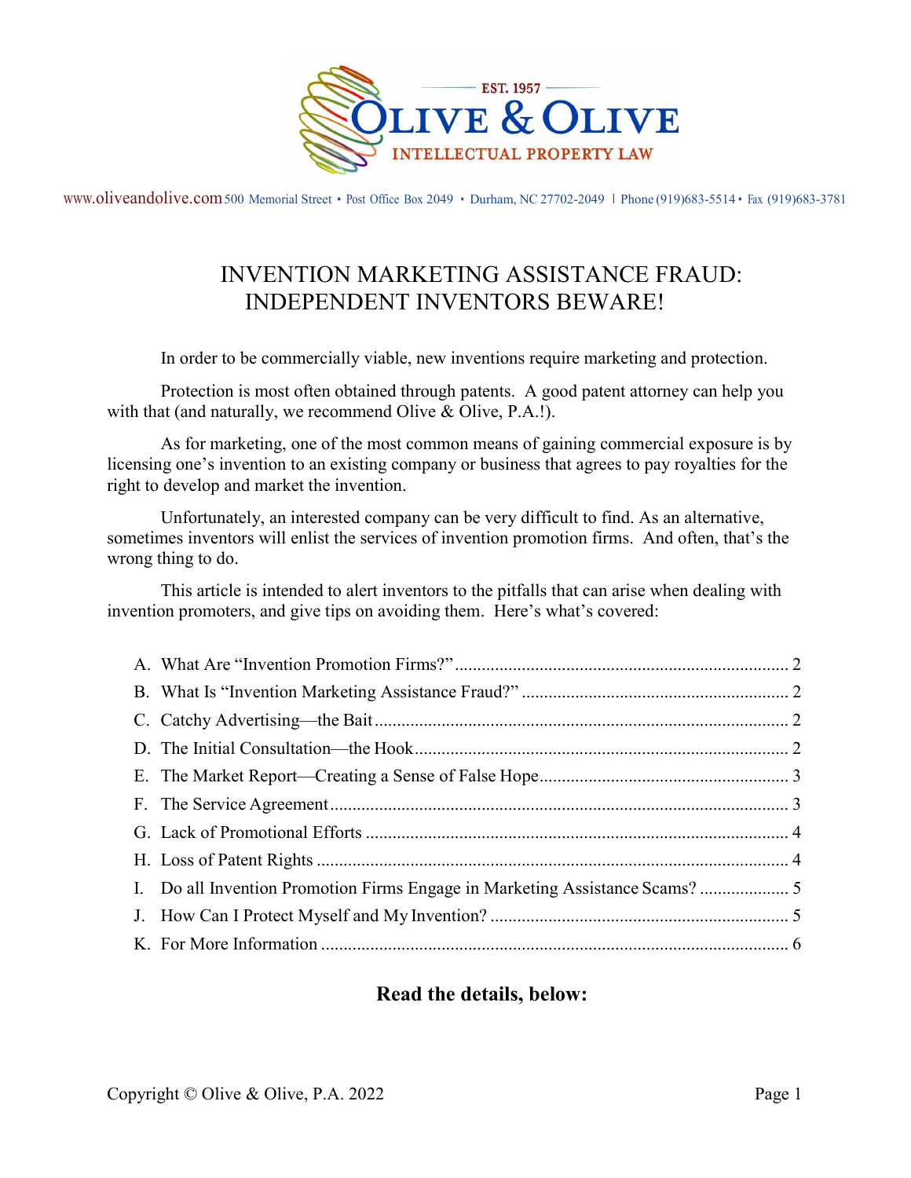OLIVE & OLIVE

EST. 1957

INTELLECTUAL PROPERTY LAW

www.oliveandolive.com 500 Memorial Street • Post Office Box 2049 • Durham, NC 27702-2049 | Phone (919)683-5514 • Fax (919)683-3781

# INVENTION MARKETING ASSISTANCE FRAUD: INDEPENDENT INVENTORS BEWARE!

In order to be commercially viable, new inventions require marketing and protection.

Protection is most often obtained through patents. A good patent attorney can help you with that (and naturally, we recommend Olive & Olive, P.A.!).

As for marketing, one of the most common means of gaining commercial exposure is by licensing one's invention to an existing company or business that agrees to pay royalties for the right to develop and market the invention.

Unfortunately, an interested company can be very difficult to find. As an alternative, sometimes inventors will enlist the services of invention promotion firms. And often, that's the wrong thing to do.

This article is intended to alert inventors to the pitfalls that can arise when dealing with invention promoters, and give tips on avoiding them. Here's what's covered:

A. What Are "Invention Promotion Firms?" ........ 2
B. What Is "Invention Marketing Assistance Fraud?" ........ 2
C. Catchy Advertising—the Bait ........ 2
D. The Initial Consultation—the Hook ........ 2
E. The Market Report—Creating a Sense of False Hope ........ 3
F. The Service Agreement ........ 3
G. Lack of Promotional Efforts ........ 4
H. Loss of Patent Rights ........ 4
I. Do all Invention Promotion Firms Engage in Marketing Assistance Scams? ........ 5
J. How Can I Protect Myself and My Invention? ........ 5
K. For More Information ........ 6

**Read the details, below:**

Copyright © Olive & Olive, P.A. 2022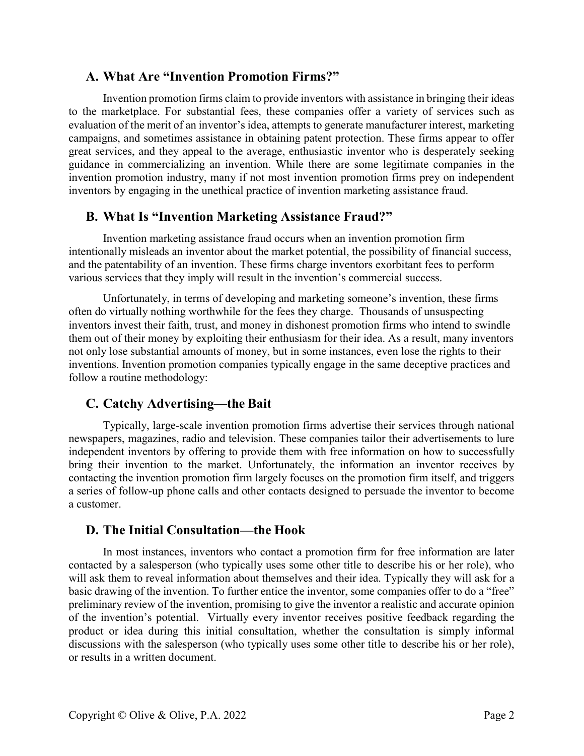## A. What Are "Invention Promotion Firms?"

Invention promotion firms claim to provide inventors with assistance in bringing their ideas to the marketplace. For substantial fees, these companies offer a variety of services such as evaluation of the merit of an inventor's idea, attempts to generate manufacturer interest, marketing campaigns, and sometimes assistance in obtaining patent protection. These firms appear to offer great services, and they appeal to the average, enthusiastic inventor who is desperately seeking guidance in commercializing an invention. While there are some legitimate companies in the invention promotion industry, many if not most invention promotion firms prey on independent inventors by engaging in the unethical practice of invention marketing assistance fraud.

## B. What Is "Invention Marketing Assistance Fraud?"

Invention marketing assistance fraud occurs when an invention promotion firm intentionally misleads an inventor about the market potential, the possibility of financial success, and the patentability of an invention. These firms charge inventors exorbitant fees to perform various services that they imply will result in the invention's commercial success.

Unfortunately, in terms of developing and marketing someone's invention, these firms often do virtually nothing worthwhile for the fees they charge. Thousands of unsuspecting inventors invest their faith, trust, and money in dishonest promotion firms who intend to swindle them out of their money by exploiting their enthusiasm for their idea. As a result, many inventors not only lose substantial amounts of money, but in some instances, even lose the rights to their inventions. Invention promotion companies typically engage in the same deceptive practices and follow a routine methodology:

## C. Catchy Advertising—the Bait

Typically, large-scale invention promotion firms advertise their services through national newspapers, magazines, radio and television. These companies tailor their advertisements to lure independent inventors by offering to provide them with free information on how to successfully bring their invention to the market. Unfortunately, the information an inventor receives by contacting the invention promotion firm largely focuses on the promotion firm itself, and triggers a series of follow-up phone calls and other contacts designed to persuade the inventor to become a customer.

## D. The Initial Consultation—the Hook

In most instances, inventors who contact a promotion firm for free information are later contacted by a salesperson (who typically uses some other title to describe his or her role), who will ask them to reveal information about themselves and their idea. Typically they will ask for a basic drawing of the invention. To further entice the inventor, some companies offer to do a "free" preliminary review of the invention, promising to give the inventor a realistic and accurate opinion of the invention's potential. Virtually every inventor receives positive feedback regarding the product or idea during this initial consultation, whether the consultation is simply informal discussions with the salesperson (who typically uses some other title to describe his or her role), or results in a written document.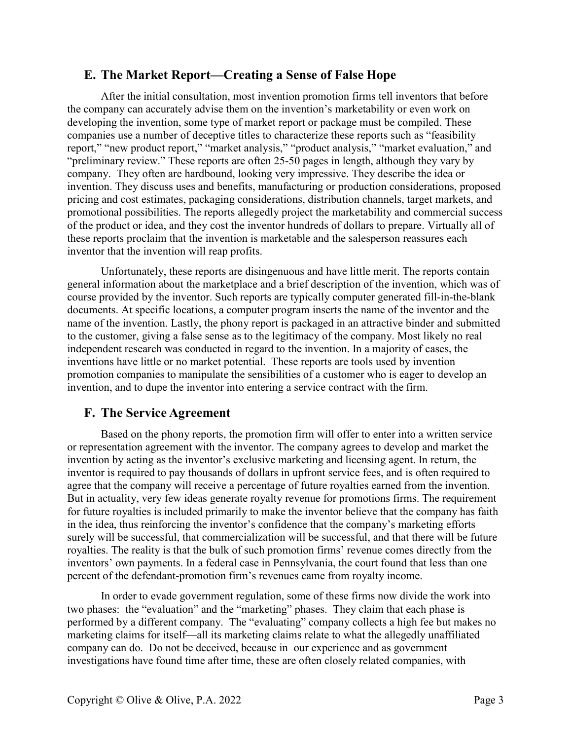## E. The Market Report—Creating a Sense of False Hope

After the initial consultation, most invention promotion firms tell inventors that before the company can accurately advise them on the invention's marketability or even work on developing the invention, some type of market report or package must be compiled. These companies use a number of deceptive titles to characterize these reports such as "feasibility report," "new product report," "market analysis," "product analysis," "market evaluation," and "preliminary review." These reports are often 25-50 pages in length, although they vary by company. They often are hardbound, looking very impressive. They describe the idea or invention. They discuss uses and benefits, manufacturing or production considerations, proposed pricing and cost estimates, packaging considerations, distribution channels, target markets, and promotional possibilities. The reports allegedly project the marketability and commercial success of the product or idea, and they cost the inventor hundreds of dollars to prepare. Virtually all of these reports proclaim that the invention is marketable and the salesperson reassures each inventor that the invention will reap profits.

Unfortunately, these reports are disingenuous and have little merit. The reports contain general information about the marketplace and a brief description of the invention, which was of course provided by the inventor. Such reports are typically computer generated fill-in-the-blank documents. At specific locations, a computer program inserts the name of the inventor and the name of the invention. Lastly, the phony report is packaged in an attractive binder and submitted to the customer, giving a false sense as to the legitimacy of the company. Most likely no real independent research was conducted in regard to the invention. In a majority of cases, the inventions have little or no market potential. These reports are tools used by invention promotion companies to manipulate the sensibilities of a customer who is eager to develop an invention, and to dupe the inventor into entering a service contract with the firm.

## F. The Service Agreement

Based on the phony reports, the promotion firm will offer to enter into a written service or representation agreement with the inventor. The company agrees to develop and market the invention by acting as the inventor's exclusive marketing and licensing agent. In return, the inventor is required to pay thousands of dollars in upfront service fees, and is often required to agree that the company will receive a percentage of future royalties earned from the invention. But in actuality, very few ideas generate royalty revenue for promotions firms. The requirement for future royalties is included primarily to make the inventor believe that the company has faith in the idea, thus reinforcing the inventor's confidence that the company's marketing efforts surely will be successful, that commercialization will be successful, and that there will be future royalties. The reality is that the bulk of such promotion firms' revenue comes directly from the inventors' own payments. In a federal case in Pennsylvania, the court found that less than one percent of the defendant-promotion firm's revenues came from royalty income.

In order to evade government regulation, some of these firms now divide the work into two phases: the "evaluation" and the "marketing" phases. They claim that each phase is performed by a different company. The "evaluating" company collects a high fee but makes no marketing claims for itself—all its marketing claims relate to what the allegedly unaffiliated company can do. Do not be deceived, because in our experience and as government investigations have found time after time, these are often closely related companies, with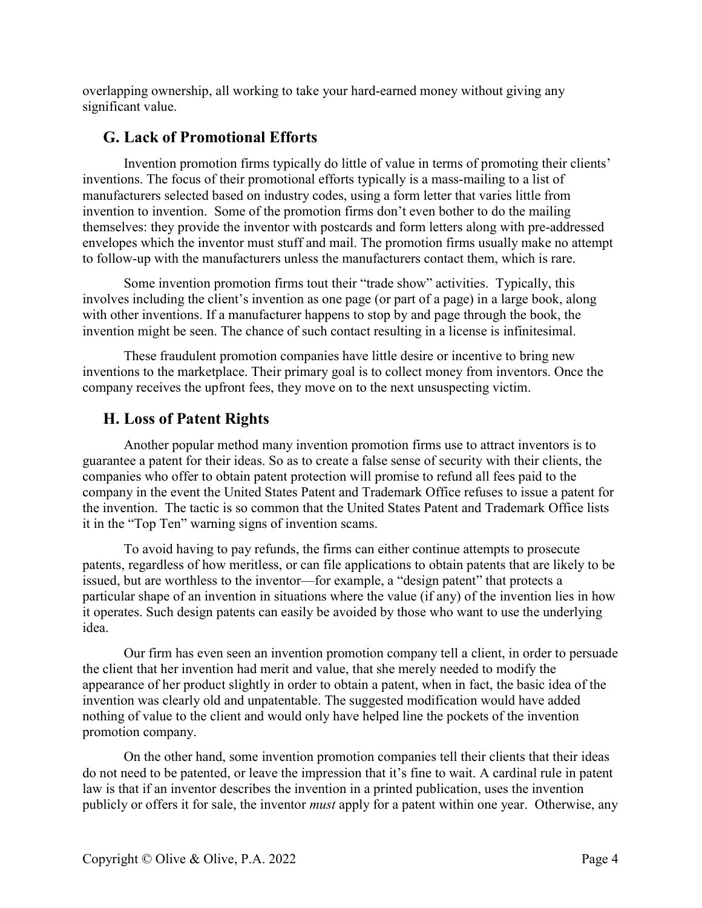overlapping ownership, all working to take your hard-earned money without giving any significant value.

## G. Lack of Promotional Efforts

Invention promotion firms typically do little of value in terms of promoting their clients' inventions. The focus of their promotional efforts typically is a mass-mailing to a list of manufacturers selected based on industry codes, using a form letter that varies little from invention to invention. Some of the promotion firms don't even bother to do the mailing themselves: they provide the inventor with postcards and form letters along with pre-addressed envelopes which the inventor must stuff and mail. The promotion firms usually make no attempt to follow-up with the manufacturers unless the manufacturers contact them, which is rare.

Some invention promotion firms tout their "trade show" activities. Typically, this involves including the client's invention as one page (or part of a page) in a large book, along with other inventions. If a manufacturer happens to stop by and page through the book, the invention might be seen. The chance of such contact resulting in a license is infinitesimal.

These fraudulent promotion companies have little desire or incentive to bring new inventions to the marketplace. Their primary goal is to collect money from inventors. Once the company receives the upfront fees, they move on to the next unsuspecting victim.

## H. Loss of Patent Rights

Another popular method many invention promotion firms use to attract inventors is to guarantee a patent for their ideas. So as to create a false sense of security with their clients, the companies who offer to obtain patent protection will promise to refund all fees paid to the company in the event the United States Patent and Trademark Office refuses to issue a patent for the invention. The tactic is so common that the United States Patent and Trademark Office lists it in the "Top Ten" warning signs of invention scams.

To avoid having to pay refunds, the firms can either continue attempts to prosecute patents, regardless of how meritless, or can file applications to obtain patents that are likely to be issued, but are worthless to the inventor—for example, a "design patent" that protects a particular shape of an invention in situations where the value (if any) of the invention lies in how it operates. Such design patents can easily be avoided by those who want to use the underlying idea.

Our firm has even seen an invention promotion company tell a client, in order to persuade the client that her invention had merit and value, that she merely needed to modify the appearance of her product slightly in order to obtain a patent, when in fact, the basic idea of the invention was clearly old and unpatentable. The suggested modification would have added nothing of value to the client and would only have helped line the pockets of the invention promotion company.

On the other hand, some invention promotion companies tell their clients that their ideas do not need to be patented, or leave the impression that it's fine to wait. A cardinal rule in patent law is that if an inventor describes the invention in a printed publication, uses the invention publicly or offers it for sale, the inventor *must* apply for a patent within one year. Otherwise, any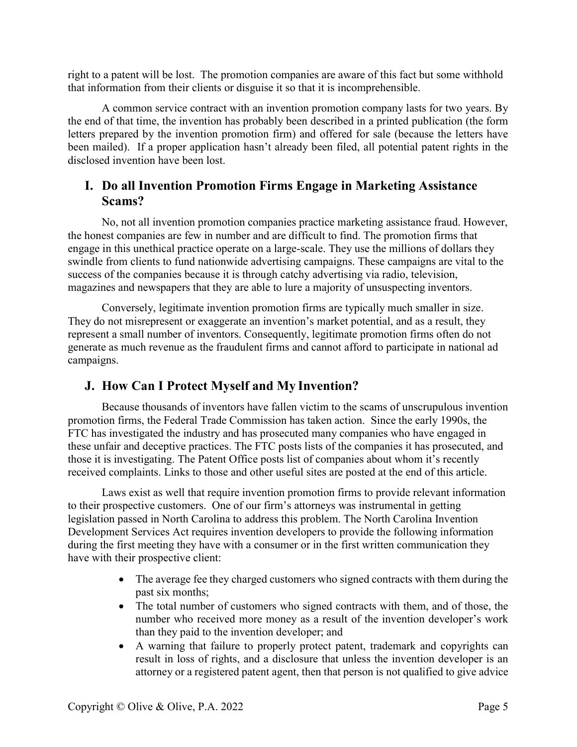right to a patent will be lost. The promotion companies are aware of this fact but some withhold that information from their clients or disguise it so that it is incomprehensible.

A common service contract with an invention promotion company lasts for two years. By the end of that time, the invention has probably been described in a printed publication (the form letters prepared by the invention promotion firm) and offered for sale (because the letters have been mailed). If a proper application hasn't already been filed, all potential patent rights in the disclosed invention have been lost.

## I. Do all Invention Promotion Firms Engage in Marketing Assistance Scams?

No, not all invention promotion companies practice marketing assistance fraud. However, the honest companies are few in number and are difficult to find. The promotion firms that engage in this unethical practice operate on a large-scale. They use the millions of dollars they swindle from clients to fund nationwide advertising campaigns. These campaigns are vital to the success of the companies because it is through catchy advertising via radio, television, magazines and newspapers that they are able to lure a majority of unsuspecting inventors.

Conversely, legitimate invention promotion firms are typically much smaller in size. They do not misrepresent or exaggerate an invention's market potential, and as a result, they represent a small number of inventors. Consequently, legitimate promotion firms often do not generate as much revenue as the fraudulent firms and cannot afford to participate in national ad campaigns.

## J. How Can I Protect Myself and My Invention?

Because thousands of inventors have fallen victim to the scams of unscrupulous invention promotion firms, the Federal Trade Commission has taken action. Since the early 1990s, the FTC has investigated the industry and has prosecuted many companies who have engaged in these unfair and deceptive practices. The FTC posts lists of the companies it has prosecuted, and those it is investigating. The Patent Office posts list of companies about whom it's recently received complaints. Links to those and other useful sites are posted at the end of this article.

Laws exist as well that require invention promotion firms to provide relevant information to their prospective customers. One of our firm's attorneys was instrumental in getting legislation passed in North Carolina to address this problem. The North Carolina Invention Development Services Act requires invention developers to provide the following information during the first meeting they have with a consumer or in the first written communication they have with their prospective client:

- The average fee they charged customers who signed contracts with them during the past six months;
- The total number of customers who signed contracts with them, and of those, the number who received more money as a result of the invention developer's work than they paid to the invention developer; and
- A warning that failure to properly protect patent, trademark and copyrights can result in loss of rights, and a disclosure that unless the invention developer is an attorney or a registered patent agent, then that person is not qualified to give advice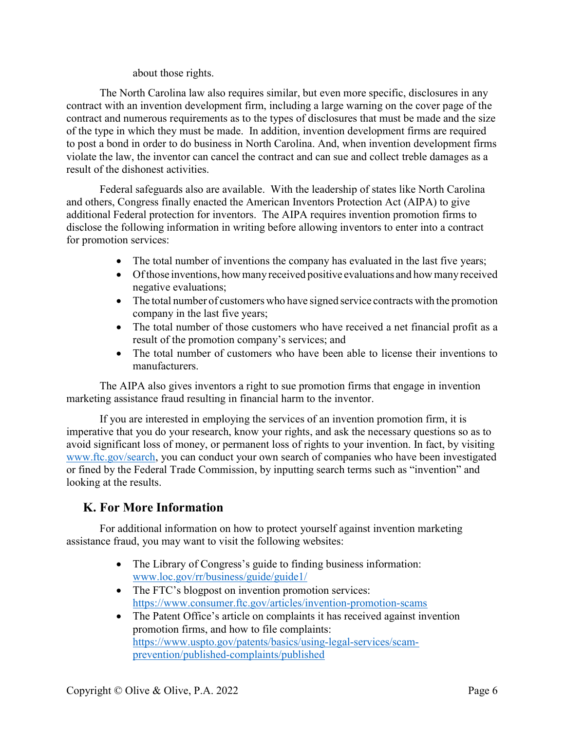about those rights.

The North Carolina law also requires similar, but even more specific, disclosures in any contract with an invention development firm, including a large warning on the cover page of the contract and numerous requirements as to the types of disclosures that must be made and the size of the type in which they must be made. In addition, invention development firms are required to post a bond in order to do business in North Carolina. And, when invention development firms violate the law, the inventor can cancel the contract and can sue and collect treble damages as a result of the dishonest activities.

Federal safeguards also are available. With the leadership of states like North Carolina and others, Congress finally enacted the American Inventors Protection Act (AIPA) to give additional Federal protection for inventors. The AIPA requires invention promotion firms to disclose the following information in writing before allowing inventors to enter into a contract for promotion services:

- The total number of inventions the company has evaluated in the last five years;
- Of those inventions, how many received positive evaluations and how many received negative evaluations;
- The total number of customers who have signed service contracts with the promotion company in the last five years;
- The total number of those customers who have received a net financial profit as a result of the promotion company's services; and
- The total number of customers who have been able to license their inventions to manufacturers.

The AIPA also gives inventors a right to sue promotion firms that engage in invention marketing assistance fraud resulting in financial harm to the inventor.

If you are interested in employing the services of an invention promotion firm, it is imperative that you do your research, know your rights, and ask the necessary questions so as to avoid significant loss of money, or permanent loss of rights to your invention. In fact, by visiting [www.ftc.gov/search](www.ftc.gov/search), you can conduct your own search of companies who have been investigated or fined by the Federal Trade Commission, by inputting search terms such as "invention" and looking at the results.

## K. For More Information

For additional information on how to protect yourself against invention marketing assistance fraud, you may want to visit the following websites:

- The Library of Congress's guide to finding business information: [www.loc.gov/rr/business/guide/guide1/](www.loc.gov/rr/business/guide/guide1/)
- The FTC's blogpost on invention promotion services: [https://www.consumer.ftc.gov/articles/invention-promotion-scams](https://www.consumer.ftc.gov/articles/invention-promotion-scams)
- The Patent Office's article on complaints it has received against invention promotion firms, and how to file complaints: [https://www.uspto.gov/patents/basics/using-legal-services/scam-prevention/published-complaints/published](https://www.uspto.gov/patents/basics/using-legal-services/scam-prevention/published-complaints/published)

Copyright © Olive & Olive, P.A. 2022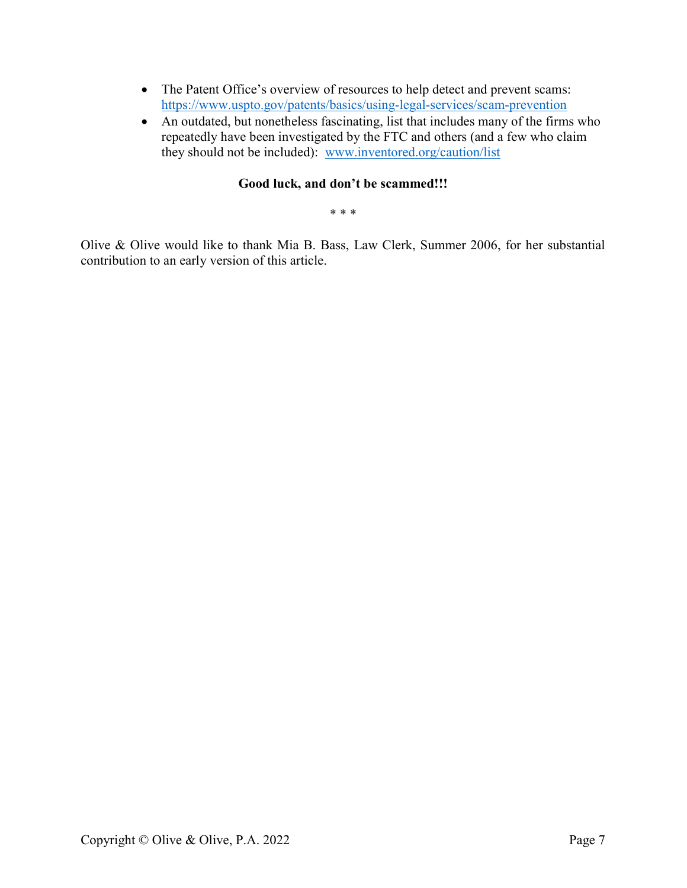- The Patent Office's overview of resources to help detect and prevent scams: https://www.uspto.gov/patents/basics/using-legal-services/scam-prevention
- An outdated, but nonetheless fascinating, list that includes many of the firms who repeatedly have been investigated by the FTC and others (and a few who claim they should not be included): www.inventored.org/caution/list

**Good luck, and don't be scammed!!!**

* * *

Olive & Olive would like to thank Mia B. Bass, Law Clerk, Summer 2006, for her substantial contribution to an early version of this article.

Copyright © Olive & Olive, P.A. 2022